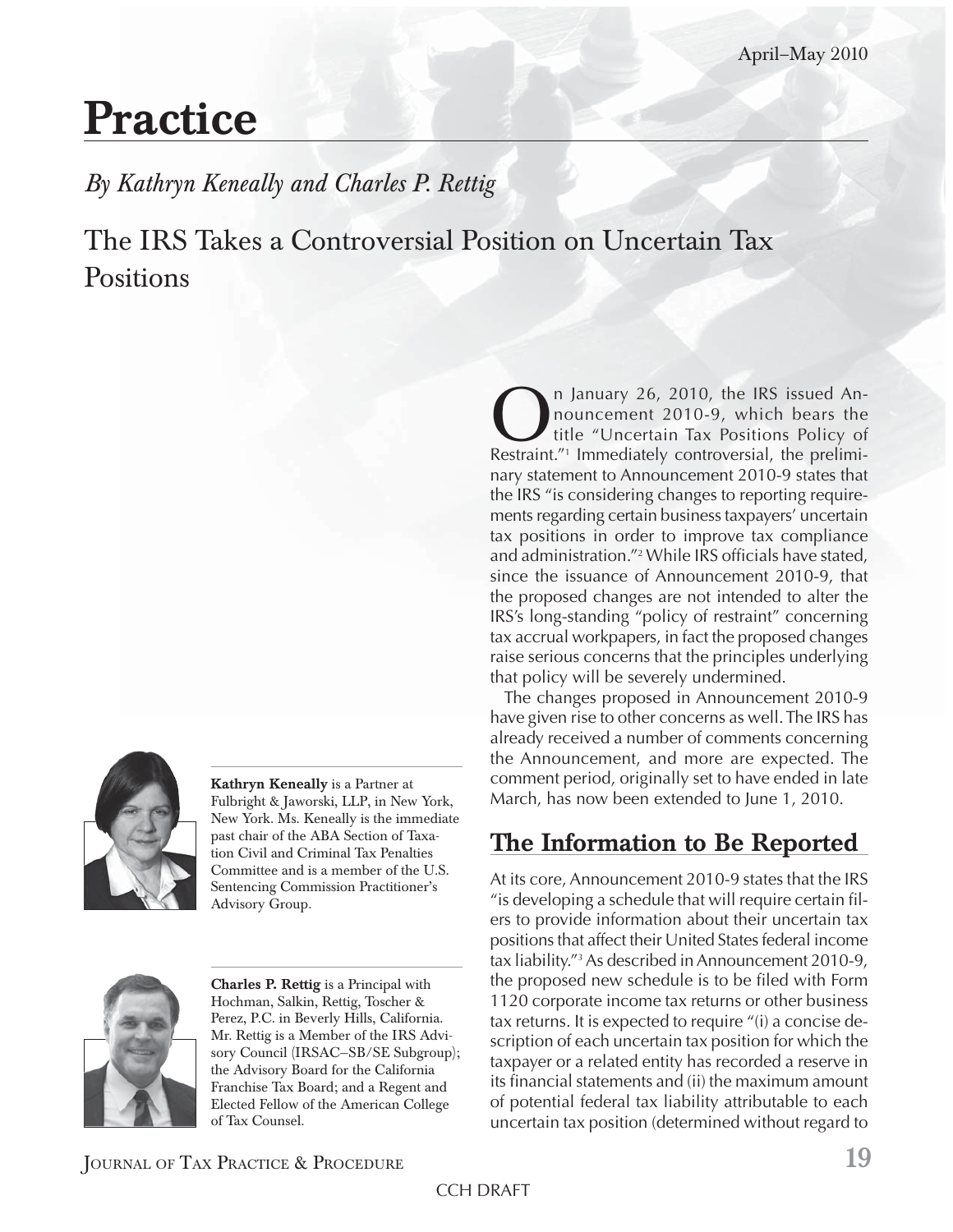# Practice

*By Kathryn Keneally and Charles P. Rettig*

## The IRS Takes a Controversial Position on Uncertain Tax Positions

**Kathryn Keneally** is a Partner at Fulbright & Jaworski, LLP, in New York, New York. Ms. Keneally is the immediate past chair of the ABA Section of Taxation Civil and Criminal Tax Penalties Committee and is a member of the U.S. Sentencing Commission Practitioner's Advisory Group.

**Charles P. Rettig** is a Principal with Hochman, Salkin, Rettig, Toscher & Perez, P.C. in Beverly Hills, California. Mr. Rettig is a Member of the IRS Advisory Council (IRSAC–SB/SE Subgroup); the Advisory Board for the California Franchise Tax Board; and a Regent and Elected Fellow of the American College of Tax Counsel.

On January 26, 2010, the IRS issued Announcement 2010-9, which bears the title "Uncertain Tax Positions Policy of Restraint."[1] Immediately controversial, the preliminary statement to Announcement 2010-9 states that the IRS "is considering changes to reporting requirements regarding certain business taxpayers' uncertain tax positions in order to improve tax compliance and administration."[2] While IRS officials have stated, since the issuance of Announcement 2010-9, that the proposed changes are not intended to alter the IRS's long-standing "policy of restraint" concerning tax accrual workpapers, in fact the proposed changes raise serious concerns that the principles underlying that policy will be severely undermined.

The changes proposed in Announcement 2010-9 have given rise to other concerns as well. The IRS has already received a number of comments concerning the Announcement, and more are expected. The comment period, originally set to have ended in late March, has now been extended to June 1, 2010.

## The Information to Be Reported

At its core, Announcement 2010-9 states that the IRS "is developing a schedule that will require certain filers to provide information about their uncertain tax positions that affect their United States federal income tax liability."[3] As described in Announcement 2010-9, the proposed new schedule is to be filed with Form 1120 corporate income tax returns or other business tax returns. It is expected to require "(i) a concise description of each uncertain tax position for which the taxpayer or a related entity has recorded a reserve in its financial statements and (ii) the maximum amount of potential federal tax liability attributable to each uncertain tax position (determined without regard to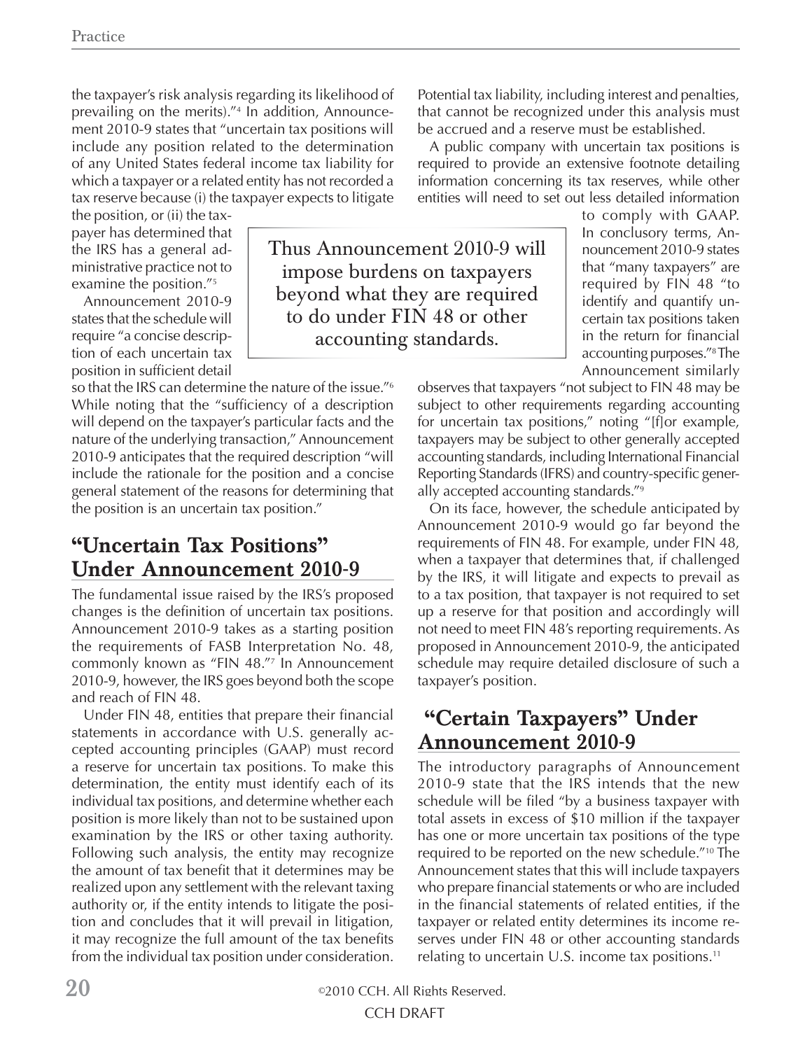the taxpayer's risk analysis regarding its likelihood of prevailing on the merits)."[4] In addition, Announcement 2010-9 states that "uncertain tax positions will include any position related to the determination of any United States federal income tax liability for which a taxpayer or a related entity has not recorded a tax reserve because (i) the taxpayer expects to litigate the position, or (ii) the taxpayer has determined that the IRS has a general administrative practice not to examine the position."[5]

Announcement 2010-9 states that the schedule will require "a concise description of each uncertain tax position in sufficient detail so that the IRS can determine the nature of the issue."[6] While noting that the "sufficiency of a description will depend on the taxpayer's particular facts and the nature of the underlying transaction," Announcement 2010-9 anticipates that the required description "will include the rationale for the position and a concise general statement of the reasons for determining that the position is an uncertain tax position."

> Thus Announcement 2010-9 will impose burdens on taxpayers beyond what they are required to do under FIN 48 or other accounting standards.

## "Uncertain Tax Positions" Under Announcement 2010-9

The fundamental issue raised by the IRS's proposed changes is the definition of uncertain tax positions. Announcement 2010-9 takes as a starting position the requirements of FASB Interpretation No. 48, commonly known as "FIN 48."[7] In Announcement 2010-9, however, the IRS goes beyond both the scope and reach of FIN 48.

Under FIN 48, entities that prepare their financial statements in accordance with U.S. generally accepted accounting principles (GAAP) must record a reserve for uncertain tax positions. To make this determination, the entity must identify each of its individual tax positions, and determine whether each position is more likely than not to be sustained upon examination by the IRS or other taxing authority. Following such analysis, the entity may recognize the amount of tax benefit that it determines may be realized upon any settlement with the relevant taxing authority or, if the entity intends to litigate the position and concludes that it will prevail in litigation, it may recognize the full amount of the tax benefits from the individual tax position under consideration. Potential tax liability, including interest and penalties, that cannot be recognized under this analysis must be accrued and a reserve must be established.

A public company with uncertain tax positions is required to provide an extensive footnote detailing information concerning its tax reserves, while other entities will need to set out less detailed information to comply with GAAP. In conclusory terms, Announcement 2010-9 states that "many taxpayers" are required by FIN 48 "to identify and quantify uncertain tax positions taken in the return for financial accounting purposes."[8] The Announcement similarly observes that taxpayers "not subject to FIN 48 may be subject to other requirements regarding accounting for uncertain tax positions," noting "[f]or example, taxpayers may be subject to other generally accepted accounting standards, including International Financial Reporting Standards (IFRS) and country-specific generally accepted accounting standards."[9]

On its face, however, the schedule anticipated by Announcement 2010-9 would go far beyond the requirements of FIN 48. For example, under FIN 48, when a taxpayer that determines that, if challenged by the IRS, it will litigate and expects to prevail as to a tax position, that taxpayer is not required to set up a reserve for that position and accordingly will not need to meet FIN 48's reporting requirements. As proposed in Announcement 2010-9, the anticipated schedule may require detailed disclosure of such a taxpayer's position.

## "Certain Taxpayers" Under Announcement 2010-9

The introductory paragraphs of Announcement 2010-9 state that the IRS intends that the new schedule will be filed "by a business taxpayer with total assets in excess of $10 million if the taxpayer has one or more uncertain tax positions of the type required to be reported on the new schedule."[10] The Announcement states that this will include taxpayers who prepare financial statements or who are included in the financial statements of related entities, if the taxpayer or related entity determines its income reserves under FIN 48 or other accounting standards relating to uncertain U.S. income tax positions.[11]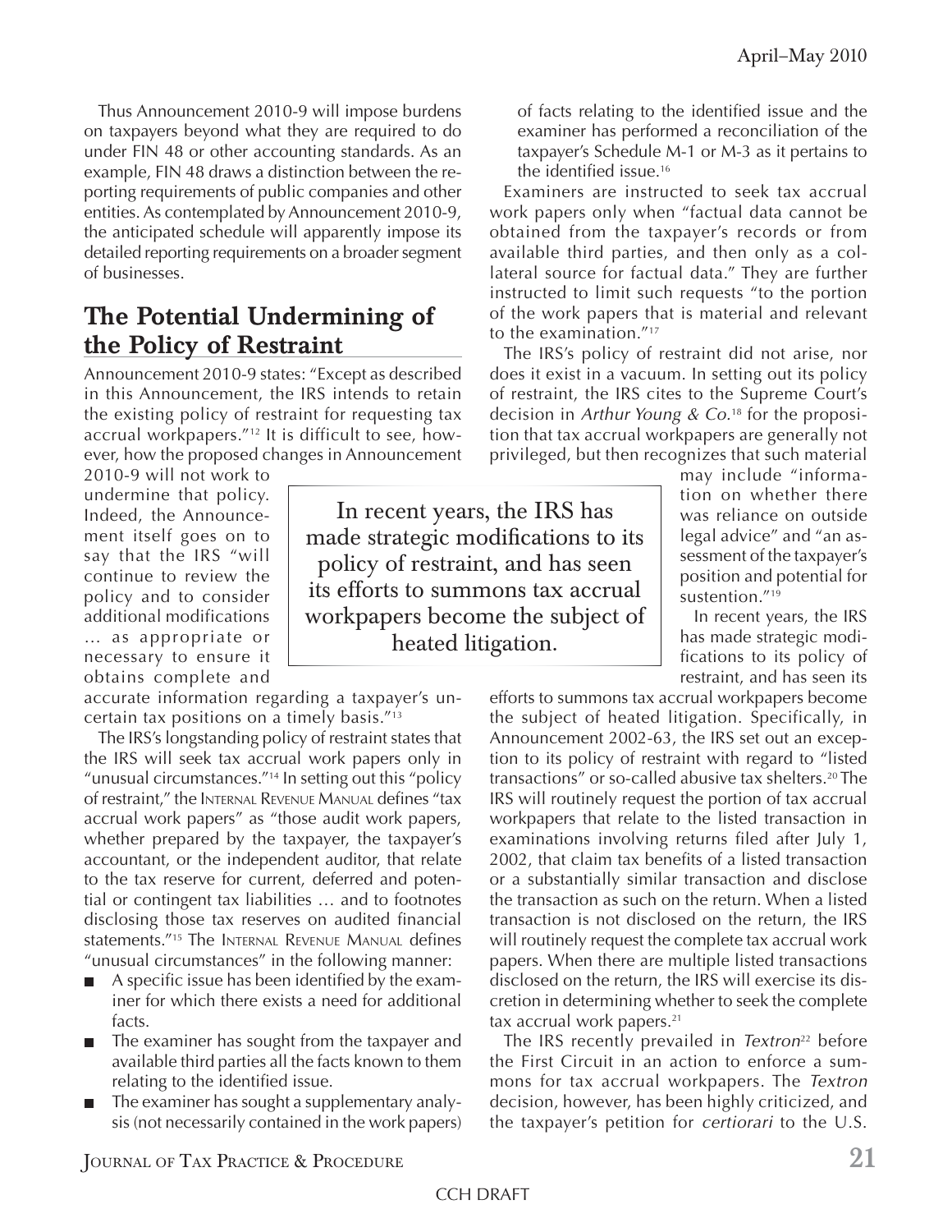Thus Announcement 2010-9 will impose burdens on taxpayers beyond what they are required to do under FIN 48 or other accounting standards. As an example, FIN 48 draws a distinction between the reporting requirements of public companies and other entities. As contemplated by Announcement 2010-9, the anticipated schedule will apparently impose its detailed reporting requirements on a broader segment of businesses.

## The Potential Undermining of the Policy of Restraint

Announcement 2010-9 states: "Except as described in this Announcement, the IRS intends to retain the existing policy of restraint for requesting tax accrual workpapers."[12] It is difficult to see, however, how the proposed changes in Announcement 2010-9 will not work to undermine that policy. Indeed, the Announcement itself goes on to say that the IRS "will continue to review the policy and to consider additional modifications … as appropriate or necessary to ensure it obtains complete and accurate information regarding a taxpayer's uncertain tax positions on a timely basis."[13]

The IRS's longstanding policy of restraint states that the IRS will seek tax accrual work papers only in "unusual circumstances."[14] In setting out this "policy of restraint," the Internal Revenue Manual defines "tax accrual work papers" as "those audit work papers, whether prepared by the taxpayer, the taxpayer's accountant, or the independent auditor, that relate to the tax reserve for current, deferred and potential or contingent tax liabilities … and to footnotes disclosing those tax reserves on audited financial statements."[15] The Internal Revenue Manual defines "unusual circumstances" in the following manner:

- A specific issue has been identified by the examiner for which there exists a need for additional facts.
- The examiner has sought from the taxpayer and available third parties all the facts known to them relating to the identified issue.
- The examiner has sought a supplementary analysis (not necessarily contained in the work papers) of facts relating to the identified issue and the examiner has performed a reconciliation of the taxpayer's Schedule M-1 or M-3 as it pertains to the identified issue.[16]

Examiners are instructed to seek tax accrual work papers only when "factual data cannot be obtained from the taxpayer's records or from available third parties, and then only as a collateral source for factual data." They are further instructed to limit such requests "to the portion of the work papers that is material and relevant to the examination."[17]

The IRS's policy of restraint did not arise, nor does it exist in a vacuum. In setting out its policy of restraint, the IRS cites to the Supreme Court's decision in *Arthur Young & Co.*[18] for the proposition that tax accrual workpapers are generally not privileged, but then recognizes that such material may include "information on whether there was reliance on outside legal advice" and "an assessment of the taxpayer's position and potential for sustention."[19]

In recent years, the IRS has made strategic modifications to its policy of restraint, and has seen its efforts to summons tax accrual workpapers become the subject of heated litigation. Specifically, in Announcement 2002-63, the IRS set out an exception to its policy of restraint with regard to "listed transactions" or so-called abusive tax shelters.[20] The IRS will routinely request the portion of tax accrual workpapers that relate to the listed transaction in examinations involving returns filed after July 1, 2002, that claim tax benefits of a listed transaction or a substantially similar transaction and disclose the transaction as such on the return. When a listed transaction is not disclosed on the return, the IRS will routinely request the complete tax accrual work papers. When there are multiple listed transactions disclosed on the return, the IRS will exercise its discretion in determining whether to seek the complete tax accrual work papers.[21]

The IRS recently prevailed in *Textron*[22] before the First Circuit in an action to enforce a summons for tax accrual workpapers. The *Textron* decision, however, has been highly criticized, and the taxpayer's petition for *certiorari* to the U.S.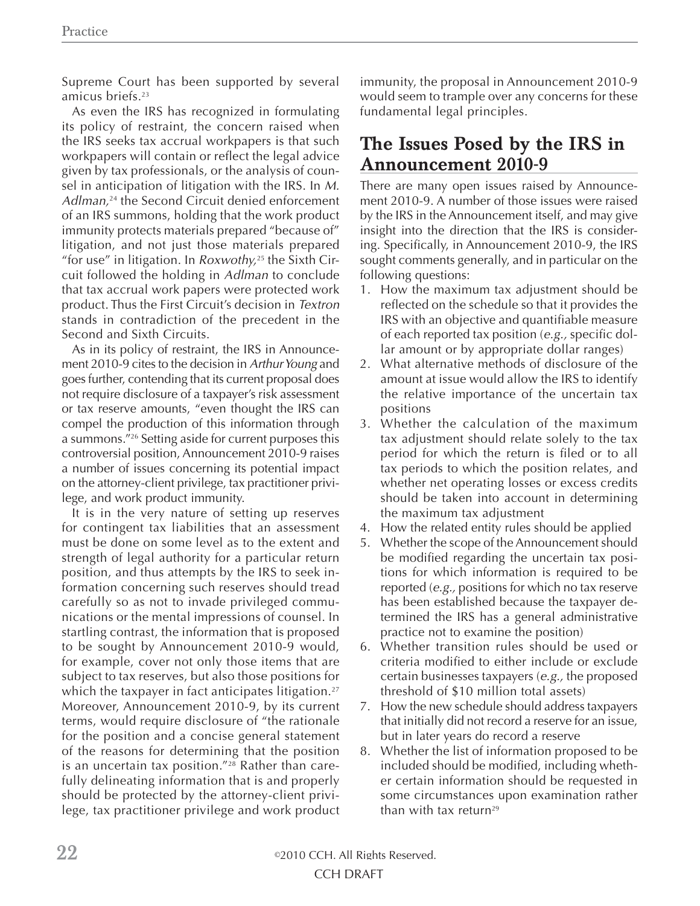Supreme Court has been supported by several amicus briefs.[23]

As even the IRS has recognized in formulating its policy of restraint, the concern raised when the IRS seeks tax accrual workpapers is that such workpapers will contain or reflect the legal advice given by tax professionals, or the analysis of counsel in anticipation of litigation with the IRS. In *M. Adlman*,[24] the Second Circuit denied enforcement of an IRS summons, holding that the work product immunity protects materials prepared "because of" litigation, and not just those materials prepared "for use" in litigation. In *Roxwothy*,[25] the Sixth Circuit followed the holding in *Adlman* to conclude that tax accrual work papers were protected work product. Thus the First Circuit's decision in *Textron* stands in contradiction of the precedent in the Second and Sixth Circuits.

As in its policy of restraint, the IRS in Announcement 2010-9 cites to the decision in *Arthur Young* and goes further, contending that its current proposal does not require disclosure of a taxpayer's risk assessment or tax reserve amounts, "even thought the IRS can compel the production of this information through a summons."[26] Setting aside for current purposes this controversial position, Announcement 2010-9 raises a number of issues concerning its potential impact on the attorney-client privilege, tax practitioner privilege, and work product immunity.

It is in the very nature of setting up reserves for contingent tax liabilities that an assessment must be done on some level as to the extent and strength of legal authority for a particular return position, and thus attempts by the IRS to seek information concerning such reserves should tread carefully so as not to invade privileged communications or the mental impressions of counsel. In startling contrast, the information that is proposed to be sought by Announcement 2010-9 would, for example, cover not only those items that are subject to tax reserves, but also those positions for which the taxpayer in fact anticipates litigation.[27] Moreover, Announcement 2010-9, by its current terms, would require disclosure of "the rationale for the position and a concise general statement of the reasons for determining that the position is an uncertain tax position."[28] Rather than carefully delineating information that is and properly should be protected by the attorney-client privilege, tax practitioner privilege and work product immunity, the proposal in Announcement 2010-9 would seem to trample over any concerns for these fundamental legal principles.

## The Issues Posed by the IRS in Announcement 2010-9

There are many open issues raised by Announcement 2010-9. A number of those issues were raised by the IRS in the Announcement itself, and may give insight into the direction that the IRS is considering. Specifically, in Announcement 2010-9, the IRS sought comments generally, and in particular on the following questions:

1. How the maximum tax adjustment should be reflected on the schedule so that it provides the IRS with an objective and quantifiable measure of each reported tax position (*e.g.*, specific dollar amount or by appropriate dollar ranges)
2. What alternative methods of disclosure of the amount at issue would allow the IRS to identify the relative importance of the uncertain tax positions
3. Whether the calculation of the maximum tax adjustment should relate solely to the tax period for which the return is filed or to all tax periods to which the position relates, and whether net operating losses or excess credits should be taken into account in determining the maximum tax adjustment
4. How the related entity rules should be applied
5. Whether the scope of the Announcement should be modified regarding the uncertain tax positions for which information is required to be reported (*e.g.*, positions for which no tax reserve has been established because the taxpayer determined the IRS has a general administrative practice not to examine the position)
6. Whether transition rules should be used or criteria modified to either include or exclude certain businesses taxpayers (*e.g.*, the proposed threshold of $10 million total assets)
7. How the new schedule should address taxpayers that initially did not record a reserve for an issue, but in later years do record a reserve
8. Whether the list of information proposed to be included should be modified, including whether certain information should be requested in some circumstances upon examination rather than with tax return[29]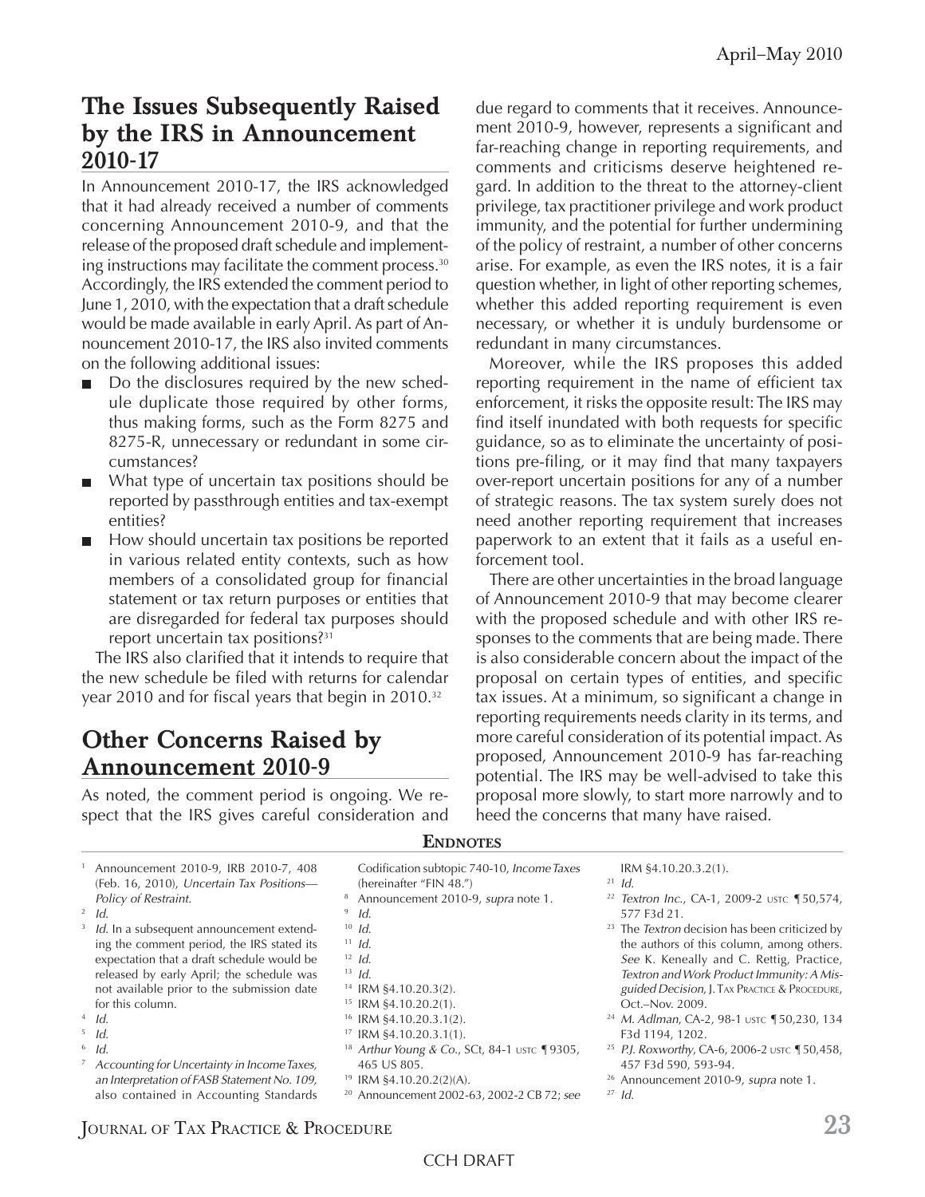## The Issues Subsequently Raised by the IRS in Announcement 2010-17

In Announcement 2010-17, the IRS acknowledged that it had already received a number of comments concerning Announcement 2010-9, and that the release of the proposed draft schedule and implementing instructions may facilitate the comment process.[30] Accordingly, the IRS extended the comment period to June 1, 2010, with the expectation that a draft schedule would be made available in early April. As part of Announcement 2010-17, the IRS also invited comments on the following additional issues:

- Do the disclosures required by the new schedule duplicate those required by other forms, thus making forms, such as the Form 8275 and 8275-R, unnecessary or redundant in some circumstances?
- What type of uncertain tax positions should be reported by passthrough entities and tax-exempt entities?
- How should uncertain tax positions be reported in various related entity contexts, such as how members of a consolidated group for financial statement or tax return purposes or entities that are disregarded for federal tax purposes should report uncertain tax positions?[31]

The IRS also clarified that it intends to require that the new schedule be filed with returns for calendar year 2010 and for fiscal years that begin in 2010.[32]

## Other Concerns Raised by Announcement 2010-9

As noted, the comment period is ongoing. We respect that the IRS gives careful consideration and due regard to comments that it receives. Announcement 2010-9, however, represents a significant and far-reaching change in reporting requirements, and comments and criticisms deserve heightened regard. In addition to the threat to the attorney-client privilege, tax practitioner privilege and work product immunity, and the potential for further undermining of the policy of restraint, a number of other concerns arise. For example, as even the IRS notes, it is a fair question whether, in light of other reporting schemes, whether this added reporting requirement is even necessary, or whether it is unduly burdensome or redundant in many circumstances.

Moreover, while the IRS proposes this added reporting requirement in the name of efficient tax enforcement, it risks the opposite result: The IRS may find itself inundated with both requests for specific guidance, so as to eliminate the uncertainty of positions pre-filing, or it may find that many taxpayers over-report uncertain positions for any of a number of strategic reasons. The tax system surely does not need another reporting requirement that increases paperwork to an extent that it fails as a useful enforcement tool.

There are other uncertainties in the broad language of Announcement 2010-9 that may become clearer with the proposed schedule and with other IRS responses to the comments that are being made. There is also considerable concern about the impact of the proposal on certain types of entities, and specific tax issues. At a minimum, so significant a change in reporting requirements needs clarity in its terms, and more careful consideration of its potential impact. As proposed, Announcement 2010-9 has far-reaching potential. The IRS may be well-advised to take this proposal more slowly, to start more narrowly and to heed the concerns that many have raised.

### Endnotes

1. Announcement 2010-9, IRB 2010-7, 408 (Feb. 16, 2010), *Uncertain Tax Positions—Policy of Restraint.*
2. *Id.*
3. *Id.* In a subsequent announcement extending the comment period, the IRS stated its expectation that a draft schedule would be released by early April; the schedule was not available prior to the submission date for this column.
4. *Id.*
5. *Id.*
6. *Id.*
7. *Accounting for Uncertainty in Income Taxes, an Interpretation of FASB Statement No. 109,* also contained in Accounting Standards Codification subtopic 740-10, *Income Taxes* (hereinafter "FIN 48.")
8. Announcement 2010-9, *supra* note 1.
9. *Id.*
10. *Id.*
11. *Id.*
12. *Id.*
13. *Id.*
14. IRM §4.10.20.3(2).
15. IRM §4.10.20.2(1).
16. IRM §4.10.20.3.1(2).
17. IRM §4.10.20.3.1(1).
18. *Arthur Young & Co.*, SCt, 84-1 USTC ¶9305, 465 US 805.
19. IRM §4.10.20.2(2)(A).
20. Announcement 2002-63, 2002-2 CB 72; *see* IRM §4.10.20.3.2(1).
21. *Id.*
22. *Textron Inc.*, CA-1, 2009-2 USTC ¶50,574, 577 F3d 21.
23. The *Textron* decision has been criticized by the authors of this column, among others. *See* K. Keneally and C. Rettig, Practice, *Textron and Work Product Immunity: A Misguided Decision,* J. TAX PRACTICE & PROCEDURE, Oct.–Nov. 2009.
24. *M. Adlman*, CA-2, 98-1 USTC ¶50,230, 134 F3d 1194, 1202.
25. *P.J. Roxworthy*, CA-6, 2006-2 USTC ¶50,458, 457 F3d 590, 593-94.
26. Announcement 2010-9, *supra* note 1.
27. *Id.*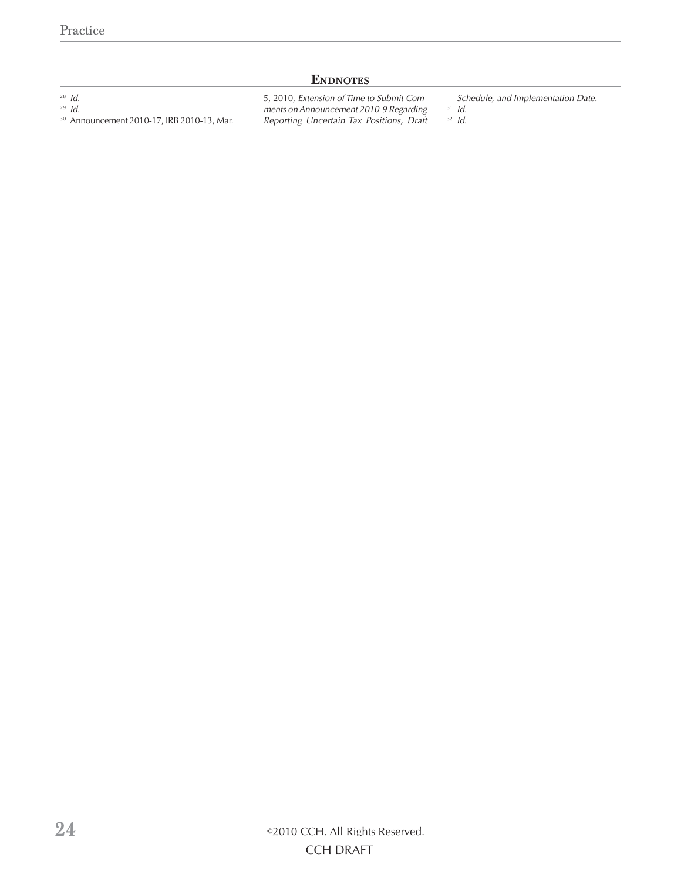## Endnotes

[28] *Id.*

[29] *Id.*

[30] Announcement 2010-17, IRB 2010-13, Mar. 5, 2010, *Extension of Time to Submit Comments on Announcement 2010-9 Regarding Reporting Uncertain Tax Positions, Draft Schedule, and Implementation Date.*

[31] *Id.*

[32] *Id.*

CCH DRAFT